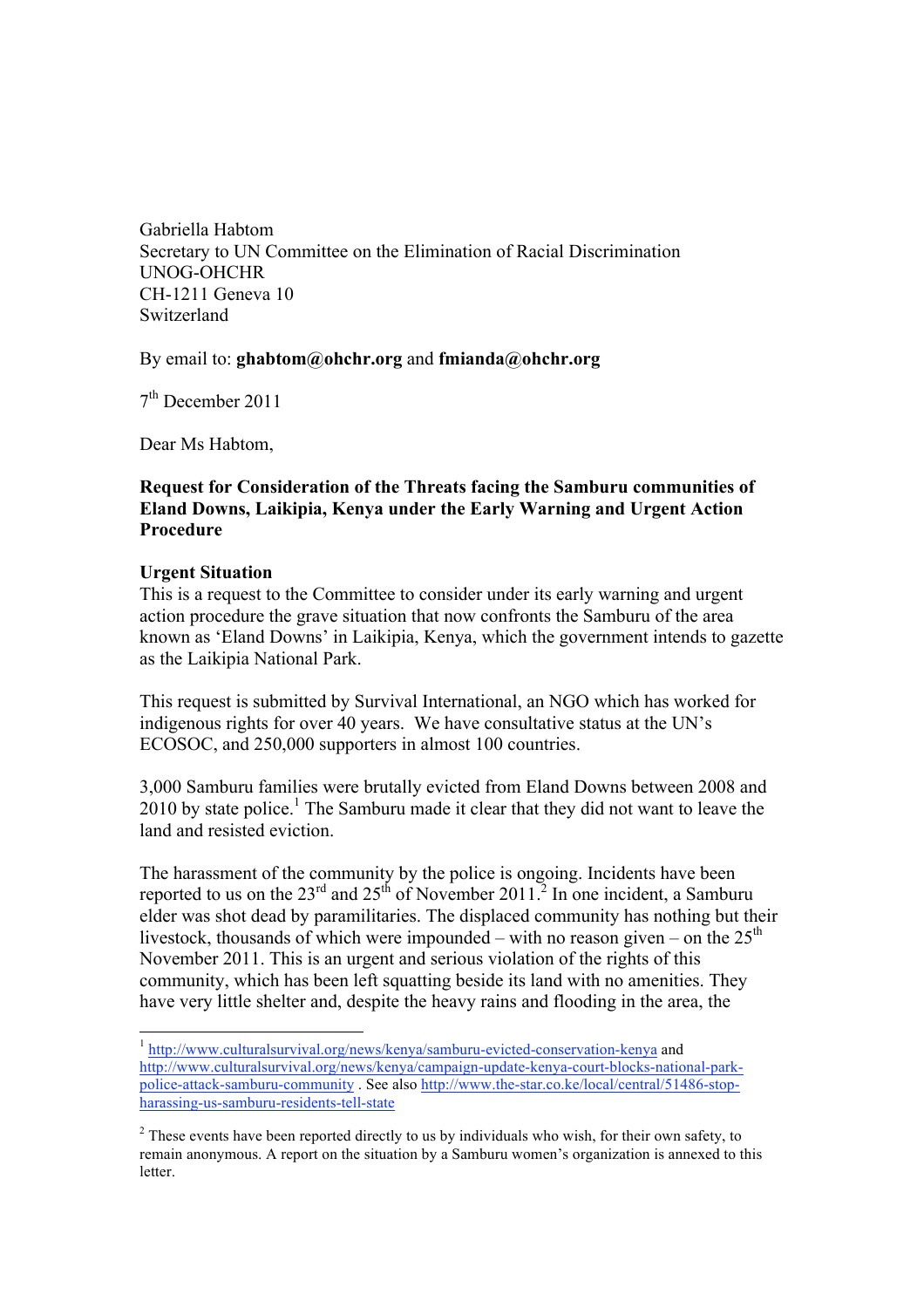Gabriella Habtom
Secretary to UN Committee on the Elimination of Racial Discrimination
UNOG-OHCHR
CH-1211 Geneva 10
Switzerland

By email to: **ghabtom@ohchr.org** and **fmianda@ohchr.org**

7th December 2011

Dear Ms Habtom,

**Request for Consideration of the Threats facing the Samburu communities of Eland Downs, Laikipia, Kenya under the Early Warning and Urgent Action Procedure**

**Urgent Situation**

This is a request to the Committee to consider under its early warning and urgent action procedure the grave situation that now confronts the Samburu of the area known as 'Eland Downs' in Laikipia, Kenya, which the government intends to gazette as the Laikipia National Park.

This request is submitted by Survival International, an NGO which has worked for indigenous rights for over 40 years. We have consultative status at the UN's ECOSOC, and 250,000 supporters in almost 100 countries.

3,000 Samburu families were brutally evicted from Eland Downs between 2008 and 2010 by state police.[1] The Samburu made it clear that they did not want to leave the land and resisted eviction.

The harassment of the community by the police is ongoing. Incidents have been reported to us on the 23rd and 25th of November 2011.[2] In one incident, a Samburu elder was shot dead by paramilitaries. The displaced community has nothing but their livestock, thousands of which were impounded – with no reason given – on the 25th November 2011. This is an urgent and serious violation of the rights of this community, which has been left squatting beside its land with no amenities. They have very little shelter and, despite the heavy rains and flooding in the area, the

---

[1] http://www.culturalsurvival.org/news/kenya/samburu-evicted-conservation-kenya and http://www.culturalsurvival.org/news/kenya/campaign-update-kenya-court-blocks-national-park-police-attack-samburu-community . See also http://www.the-star.co.ke/local/central/51486-stop-harassing-us-samburu-residents-tell-state

[2] These events have been reported directly to us by individuals who wish, for their own safety, to remain anonymous. A report on the situation by a Samburu women's organization is annexed to this letter.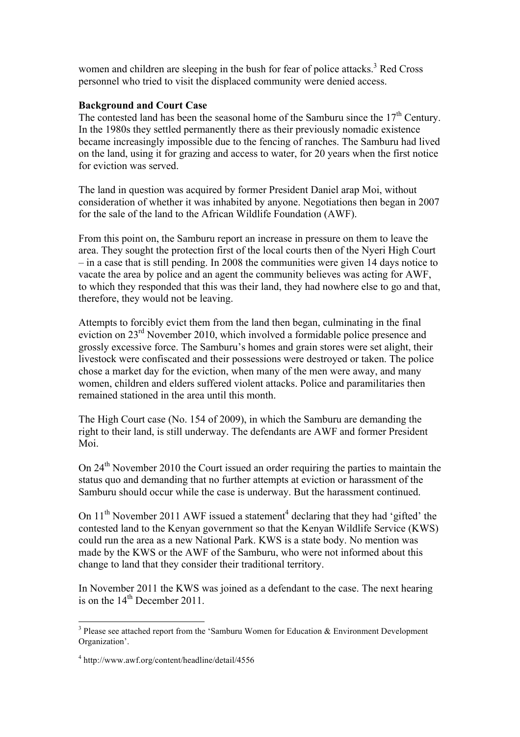women and children are sleeping in the bush for fear of police attacks.[3] Red Cross personnel who tried to visit the displaced community were denied access.

**Background and Court Case**

The contested land has been the seasonal home of the Samburu since the 17th Century. In the 1980s they settled permanently there as their previously nomadic existence became increasingly impossible due to the fencing of ranches. The Samburu had lived on the land, using it for grazing and access to water, for 20 years when the first notice for eviction was served.

The land in question was acquired by former President Daniel arap Moi, without consideration of whether it was inhabited by anyone. Negotiations then began in 2007 for the sale of the land to the African Wildlife Foundation (AWF).

From this point on, the Samburu report an increase in pressure on them to leave the area. They sought the protection first of the local courts then of the Nyeri High Court – in a case that is still pending. In 2008 the communities were given 14 days notice to vacate the area by police and an agent the community believes was acting for AWF, to which they responded that this was their land, they had nowhere else to go and that, therefore, they would not be leaving.

Attempts to forcibly evict them from the land then began, culminating in the final eviction on 23rd November 2010, which involved a formidable police presence and grossly excessive force. The Samburu's homes and grain stores were set alight, their livestock were confiscated and their possessions were destroyed or taken. The police chose a market day for the eviction, when many of the men were away, and many women, children and elders suffered violent attacks. Police and paramilitaries then remained stationed in the area until this month.

The High Court case (No. 154 of 2009), in which the Samburu are demanding the right to their land, is still underway. The defendants are AWF and former President Moi.

On 24th November 2010 the Court issued an order requiring the parties to maintain the status quo and demanding that no further attempts at eviction or harassment of the Samburu should occur while the case is underway. But the harassment continued.

On 11th November 2011 AWF issued a statement[4] declaring that they had 'gifted' the contested land to the Kenyan government so that the Kenyan Wildlife Service (KWS) could run the area as a new National Park. KWS is a state body. No mention was made by the KWS or the AWF of the Samburu, who were not informed about this change to land that they consider their traditional territory.

In November 2011 the KWS was joined as a defendant to the case. The next hearing is on the 14th December 2011.

---

[3] Please see attached report from the 'Samburu Women for Education & Environment Development Organization'.

[4] http://www.awf.org/content/headline/detail/4556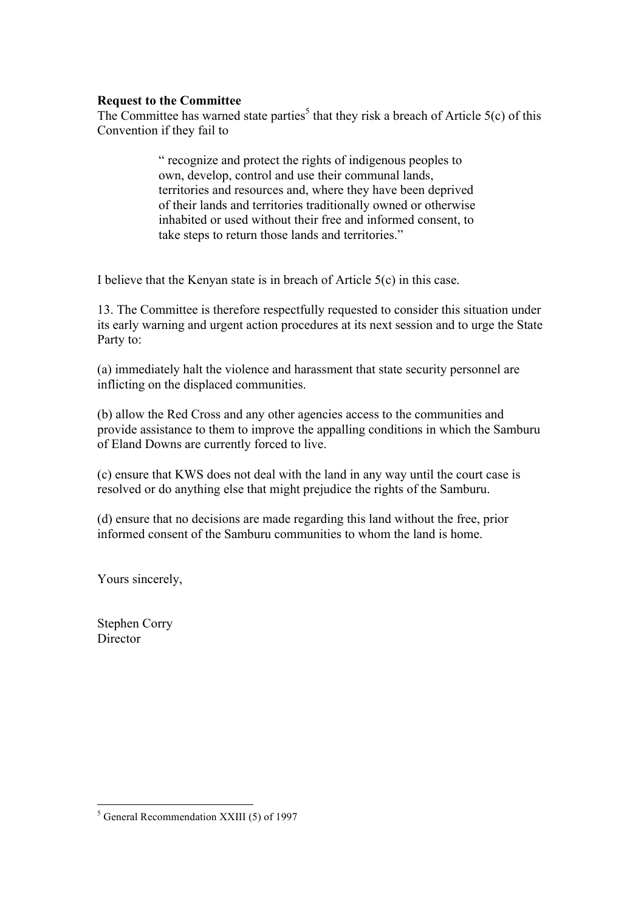**Request to the Committee**

The Committee has warned state parties[5] that they risk a breach of Article 5(c) of this Convention if they fail to

> " recognize and protect the rights of indigenous peoples to own, develop, control and use their communal lands, territories and resources and, where they have been deprived of their lands and territories traditionally owned or otherwise inhabited or used without their free and informed consent, to take steps to return those lands and territories."

I believe that the Kenyan state is in breach of Article 5(c) in this case.

13. The Committee is therefore respectfully requested to consider this situation under its early warning and urgent action procedures at its next session and to urge the State Party to:

(a) immediately halt the violence and harassment that state security personnel are inflicting on the displaced communities.

(b) allow the Red Cross and any other agencies access to the communities and provide assistance to them to improve the appalling conditions in which the Samburu of Eland Downs are currently forced to live.

(c) ensure that KWS does not deal with the land in any way until the court case is resolved or do anything else that might prejudice the rights of the Samburu.

(d) ensure that no decisions are made regarding this land without the free, prior informed consent of the Samburu communities to whom the land is home.

Yours sincerely,

Stephen Corry
Director

---

[5] General Recommendation XXIII (5) of 1997